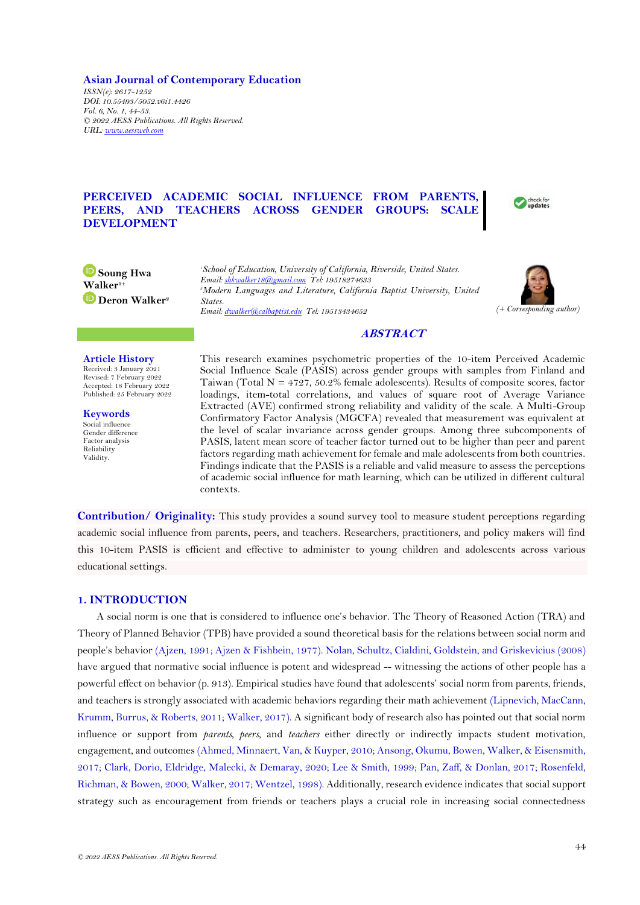Asian Journal of Contemporary Education
*ISSN(e): 2617-1252*
*DOI: 10.55493/5052.v6i1.4426*
*Vol. 6, No. 1, 44-53.*
*© 2022 AESS Publications. All Rights Reserved.*
*URL: www.aessweb.com*

# PERCEIVED ACADEMIC SOCIAL INFLUENCE FROM PARENTS, PEERS, AND TEACHERS ACROSS GENDER GROUPS: SCALE DEVELOPMENT

**Soung Hwa Walker**[1+]
**Deron Walker**[2]

[1]*School of Education, University of California, Riverside, United States.*
*Email: shkwalker18@gmail.com Tel: 19518274633*
[2]*Modern Languages and Literature, California Baptist University, United States.*
*Email: dwalker@calbaptist.edu Tel: 19513434652*

*(+ Corresponding author)*

## ABSTRACT

This research examines psychometric properties of the 10-item Perceived Academic Social Influence Scale (PASIS) across gender groups with samples from Finland and Taiwan (Total N = 4727, 50.2% female adolescents). Results of composite scores, factor loadings, item-total correlations, and values of square root of Average Variance Extracted (AVE) confirmed strong reliability and validity of the scale. A Multi-Group Confirmatory Factor Analysis (MGCFA) revealed that measurement was equivalent at the level of scalar invariance across gender groups. Among three subcomponents of PASIS, latent mean score of teacher factor turned out to be higher than peer and parent factors regarding math achievement for female and male adolescents from both countries. Findings indicate that the PASIS is a reliable and valid measure to assess the perceptions of academic social influence for math learning, which can be utilized in different cultural contexts.

**Article History**
Received: 3 January 2021
Revised: 7 February 2022
Accepted: 18 February 2022
Published: 25 February 2022

**Keywords**
Social influence
Gender difference
Factor analysis
Reliability
Validity.

**Contribution/ Originality:** This study provides a sound survey tool to measure student perceptions regarding academic social influence from parents, peers, and teachers. Researchers, practitioners, and policy makers will find this 10-item PASIS is efficient and effective to administer to young children and adolescents across various educational settings.

## 1. INTRODUCTION

A social norm is one that is considered to influence one's behavior. The Theory of Reasoned Action (TRA) and Theory of Planned Behavior (TPB) have provided a sound theoretical basis for the relations between social norm and people's behavior (Ajzen, 1991; Ajzen & Fishbein, 1977). Nolan, Schultz, Cialdini, Goldstein, and Griskevicius (2008) have argued that normative social influence is potent and widespread -- witnessing the actions of other people has a powerful effect on behavior (p. 913). Empirical studies have found that adolescents' social norm from parents, friends, and teachers is strongly associated with academic behaviors regarding their math achievement (Lipnevich, MacCann, Krumm, Burrus, & Roberts, 2011; Walker, 2017). A significant body of research also has pointed out that social norm influence or support from *parents*, *peers*, and *teachers* either directly or indirectly impacts student motivation, engagement, and outcomes (Ahmed, Minnaert, Van, & Kuyper, 2010; Ansong, Okumu, Bowen, Walker, & Eisensmith, 2017; Clark, Dorio, Eldridge, Malecki, & Demaray, 2020; Lee & Smith, 1999; Pan, Zaff, & Donlan, 2017; Rosenfeld, Richman, & Bowen, 2000; Walker, 2017; Wentzel, 1998). Additionally, research evidence indicates that social support strategy such as encouragement from friends or teachers plays a crucial role in increasing social connectedness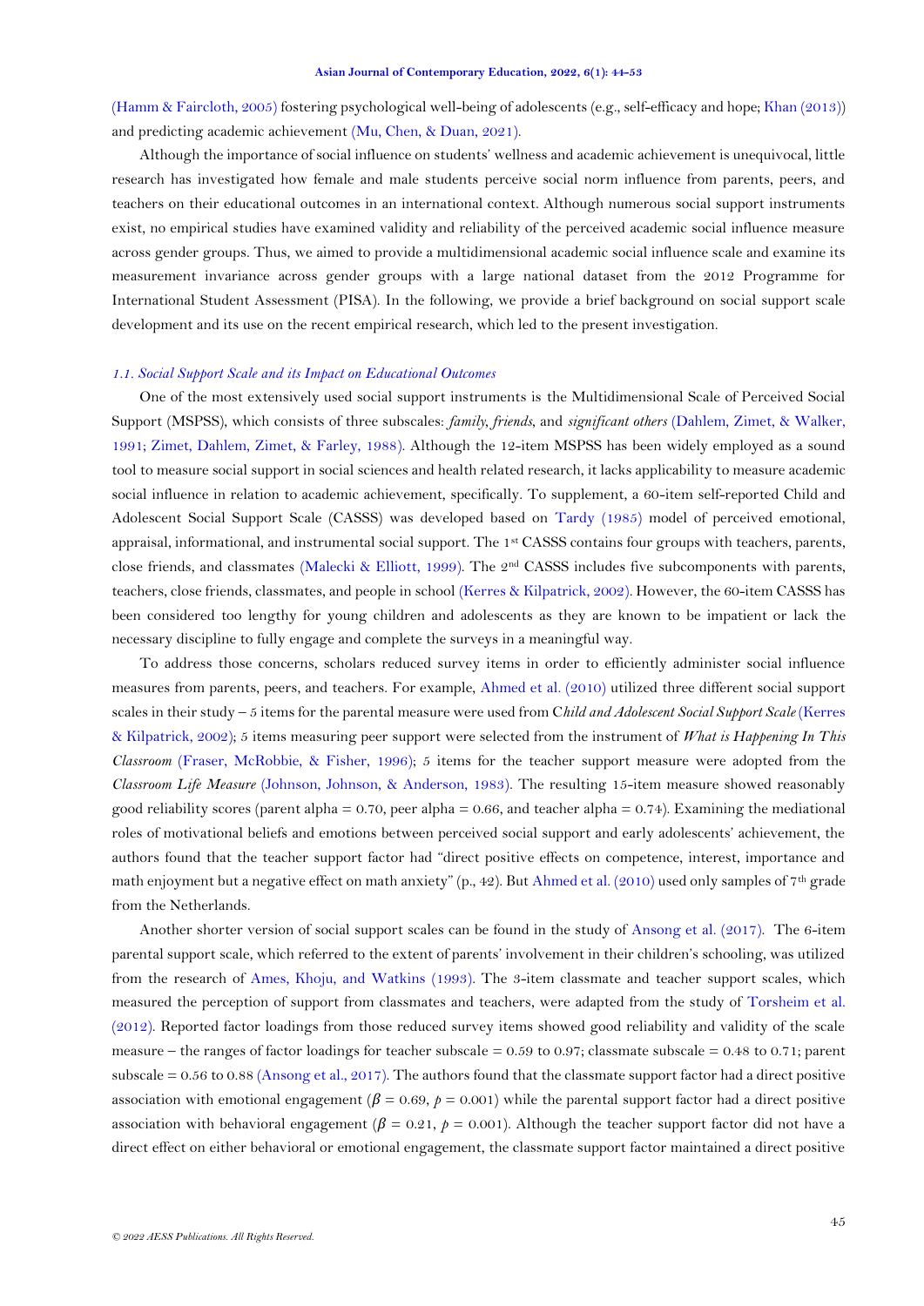(Hamm & Faircloth, 2005) fostering psychological well-being of adolescents (e.g., self-efficacy and hope; Khan (2013)) and predicting academic achievement (Mu, Chen, & Duan, 2021).

Although the importance of social influence on students' wellness and academic achievement is unequivocal, little research has investigated how female and male students perceive social norm influence from parents, peers, and teachers on their educational outcomes in an international context. Although numerous social support instruments exist, no empirical studies have examined validity and reliability of the perceived academic social influence measure across gender groups. Thus, we aimed to provide a multidimensional academic social influence scale and examine its measurement invariance across gender groups with a large national dataset from the 2012 Programme for International Student Assessment (PISA). In the following, we provide a brief background on social support scale development and its use on the recent empirical research, which led to the present investigation.

### *1.1. Social Support Scale and its Impact on Educational Outcomes*

One of the most extensively used social support instruments is the Multidimensional Scale of Perceived Social Support (MSPSS), which consists of three subscales: *family*, *friends*, and *significant others* (Dahlem, Zimet, & Walker, 1991; Zimet, Dahlem, Zimet, & Farley, 1988). Although the 12-item MSPSS has been widely employed as a sound tool to measure social support in social sciences and health related research, it lacks applicability to measure academic social influence in relation to academic achievement, specifically. To supplement, a 60-item self-reported Child and Adolescent Social Support Scale (CASSS) was developed based on Tardy (1985) model of perceived emotional, appraisal, informational, and instrumental social support. The 1st CASSS contains four groups with teachers, parents, close friends, and classmates (Malecki & Elliott, 1999). The 2nd CASSS includes five subcomponents with parents, teachers, close friends, classmates, and people in school (Kerres & Kilpatrick, 2002). However, the 60-item CASSS has been considered too lengthy for young children and adolescents as they are known to be impatient or lack the necessary discipline to fully engage and complete the surveys in a meaningful way.

To address those concerns, scholars reduced survey items in order to efficiently administer social influence measures from parents, peers, and teachers. For example, Ahmed et al. (2010) utilized three different social support scales in their study – 5 items for the parental measure were used from C*hild and Adolescent Social Support Scale* (Kerres & Kilpatrick, 2002); 5 items measuring peer support were selected from the instrument of *What is Happening In This Classroom* (Fraser, McRobbie, & Fisher, 1996); 5 items for the teacher support measure were adopted from the *Classroom Life Measure* (Johnson, Johnson, & Anderson, 1983). The resulting 15-item measure showed reasonably good reliability scores (parent alpha = 0.70, peer alpha = 0.66, and teacher alpha = 0.74). Examining the mediational roles of motivational beliefs and emotions between perceived social support and early adolescents' achievement, the authors found that the teacher support factor had "direct positive effects on competence, interest, importance and math enjoyment but a negative effect on math anxiety" (p., 42). But Ahmed et al. (2010) used only samples of 7th grade from the Netherlands.

Another shorter version of social support scales can be found in the study of Ansong et al. (2017). The 6-item parental support scale, which referred to the extent of parents' involvement in their children's schooling, was utilized from the research of Ames, Khoju, and Watkins (1993). The 3-item classmate and teacher support scales, which measured the perception of support from classmates and teachers, were adapted from the study of Torsheim et al. (2012). Reported factor loadings from those reduced survey items showed good reliability and validity of the scale measure – the ranges of factor loadings for teacher subscale = 0.59 to 0.97; classmate subscale = 0.48 to 0.71; parent subscale = 0.56 to 0.88 (Ansong et al., 2017). The authors found that the classmate support factor had a direct positive association with emotional engagement ($\beta$ = 0.69, $p$ = 0.001) while the parental support factor had a direct positive association with behavioral engagement ($\beta$ = 0.21, $p$ = 0.001). Although the teacher support factor did not have a direct effect on either behavioral or emotional engagement, the classmate support factor maintained a direct positive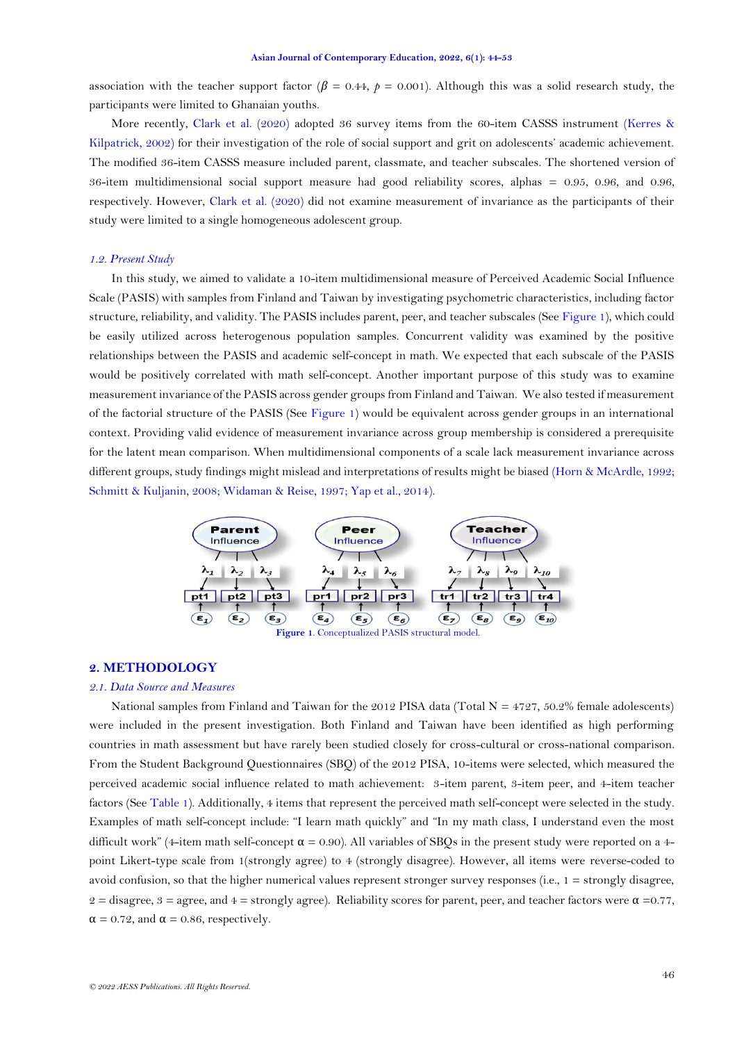association with the teacher support factor ($\beta$ = 0.44, $p$ = 0.001). Although this was a solid research study, the participants were limited to Ghanaian youths.

More recently, Clark et al. (2020) adopted 36 survey items from the 60-item CASSS instrument (Kerres & Kilpatrick, 2002) for their investigation of the role of social support and grit on adolescents' academic achievement. The modified 36-item CASSS measure included parent, classmate, and teacher subscales. The shortened version of 36-item multidimensional social support measure had good reliability scores, alphas = 0.95, 0.96, and 0.96, respectively. However, Clark et al. (2020) did not examine measurement of invariance as the participants of their study were limited to a single homogeneous adolescent group.

### *1.2. Present Study*

In this study, we aimed to validate a 10-item multidimensional measure of Perceived Academic Social Influence Scale (PASIS) with samples from Finland and Taiwan by investigating psychometric characteristics, including factor structure, reliability, and validity. The PASIS includes parent, peer, and teacher subscales (See Figure 1), which could be easily utilized across heterogenous population samples. Concurrent validity was examined by the positive relationships between the PASIS and academic self-concept in math. We expected that each subscale of the PASIS would be positively correlated with math self-concept. Another important purpose of this study was to examine measurement invariance of the PASIS across gender groups from Finland and Taiwan. We also tested if measurement of the factorial structure of the PASIS (See Figure 1) would be equivalent across gender groups in an international context. Providing valid evidence of measurement invariance across group membership is considered a prerequisite for the latent mean comparison. When multidimensional components of a scale lack measurement invariance across different groups, study findings might mislead and interpretations of results might be biased (Horn & McArdle, 1992; Schmitt & Kuljanin, 2008; Widaman & Reise, 1997; Yap et al., 2014).

**Figure 1.** Conceptualized PASIS structural model.

## 2. METHODOLOGY

### *2.1. Data Source and Measures*

National samples from Finland and Taiwan for the 2012 PISA data (Total N = 4727, 50.2% female adolescents) were included in the present investigation. Both Finland and Taiwan have been identified as high performing countries in math assessment but have rarely been studied closely for cross-cultural or cross-national comparison. From the Student Background Questionnaires (SBQ) of the 2012 PISA, 10-items were selected, which measured the perceived academic social influence related to math achievement: 3-item parent, 3-item peer, and 4-item teacher factors (See Table 1). Additionally, 4 items that represent the perceived math self-concept were selected in the study. Examples of math self-concept include: "I learn math quickly" and "In my math class, I understand even the most difficult work" (4-item math self-concept $\alpha$ = 0.90). All variables of SBQs in the present study were reported on a 4-point Likert-type scale from 1(strongly agree) to 4 (strongly disagree). However, all items were reverse-coded to avoid confusion, so that the higher numerical values represent stronger survey responses (i.e., 1 = strongly disagree, 2 = disagree, 3 = agree, and 4 = strongly agree). Reliability scores for parent, peer, and teacher factors were $\alpha$ =0.77, $\alpha$ = 0.72, and $\alpha$ = 0.86, respectively.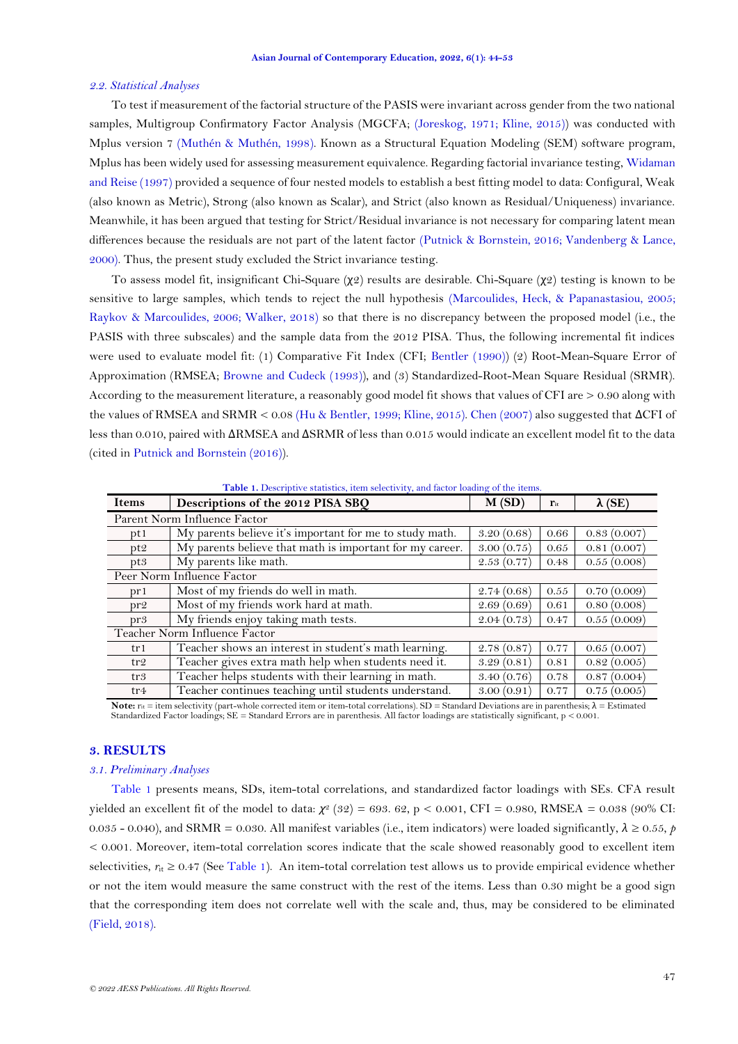### 2.2. Statistical Analyses

To test if measurement of the factorial structure of the PASIS were invariant across gender from the two national samples, Multigroup Confirmatory Factor Analysis (MGCFA; (Joreskog, 1971; Kline, 2015)) was conducted with Mplus version 7 (Muthén & Muthén, 1998). Known as a Structural Equation Modeling (SEM) software program, Mplus has been widely used for assessing measurement equivalence. Regarding factorial invariance testing, Widaman and Reise (1997) provided a sequence of four nested models to establish a best fitting model to data: Configural, Weak (also known as Metric), Strong (also known as Scalar), and Strict (also known as Residual/Uniqueness) invariance. Meanwhile, it has been argued that testing for Strict/Residual invariance is not necessary for comparing latent mean differences because the residuals are not part of the latent factor (Putnick & Bornstein, 2016; Vandenberg & Lance, 2000). Thus, the present study excluded the Strict invariance testing.

To assess model fit, insignificant Chi-Square ($\chi 2$) results are desirable. Chi-Square ($\chi 2$) testing is known to be sensitive to large samples, which tends to reject the null hypothesis (Marcoulides, Heck, & Papanastasiou, 2005; Raykov & Marcoulides, 2006; Walker, 2018) so that there is no discrepancy between the proposed model (i.e., the PASIS with three subscales) and the sample data from the 2012 PISA. Thus, the following incremental fit indices were used to evaluate model fit: (1) Comparative Fit Index (CFI; Bentler (1990)) (2) Root-Mean-Square Error of Approximation (RMSEA; Browne and Cudeck (1993)), and (3) Standardized-Root-Mean Square Residual (SRMR). According to the measurement literature, a reasonably good model fit shows that values of CFI are > 0.90 along with the values of RMSEA and SRMR < 0.08 (Hu & Bentler, 1999; Kline, 2015). Chen (2007) also suggested that ΔCFI of less than 0.010, paired with ΔRMSEA and ΔSRMR of less than 0.015 would indicate an excellent model fit to the data (cited in Putnick and Bornstein (2016)).

**Table 1.** Descriptive statistics, item selectivity, and factor loading of the items.

| Items | Descriptions of the 2012 PISA SBQ | M (SD) | $r_{it}$ | λ (SE) |
|---|---|---|---|---|
| Parent Norm Influence Factor | | | | |
| pt1 | My parents believe it's important for me to study math. | 3.20 (0.68) | 0.66 | 0.83 (0.007) |
| pt2 | My parents believe that math is important for my career. | 3.00 (0.75) | 0.65 | 0.81 (0.007) |
| pt3 | My parents like math. | 2.53 (0.77) | 0.48 | 0.55 (0.008) |
| Peer Norm Influence Factor | | | | |
| pr1 | Most of my friends do well in math. | 2.74 (0.68) | 0.55 | 0.70 (0.009) |
| pr2 | Most of my friends work hard at math. | 2.69 (0.69) | 0.61 | 0.80 (0.008) |
| pr3 | My friends enjoy taking math tests. | 2.04 (0.73) | 0.47 | 0.55 (0.009) |
| Teacher Norm Influence Factor | | | | |
| tr1 | Teacher shows an interest in student's math learning. | 2.78 (0.87) | 0.77 | 0.65 (0.007) |
| tr2 | Teacher gives extra math help when students need it. | 3.29 (0.81) | 0.81 | 0.82 (0.005) |
| tr3 | Teacher helps students with their learning in math. | 3.40 (0.76) | 0.78 | 0.87 (0.004) |
| tr4 | Teacher continues teaching until students understand. | 3.00 (0.91) | 0.77 | 0.75 (0.005) |

**Note:** $r_{it}$ = item selectivity (part-whole corrected item or item-total correlations). SD = Standard Deviations are in parenthesis; λ = Estimated Standardized Factor loadings; SE = Standard Errors are in parenthesis. All factor loadings are statistically significant, p < 0.001.

## 3. RESULTS

### 3.1. Preliminary Analyses

Table 1 presents means, SDs, item-total correlations, and standardized factor loadings with SEs. CFA result yielded an excellent fit of the model to data: $\chi^2$ (32) = 693. 62, p < 0.001, CFI = 0.980, RMSEA = 0.038 (90% CI: 0.035 - 0.040), and SRMR = 0.030. All manifest variables (i.e., item indicators) were loaded significantly, $\lambda \geq 0.55$, $p < 0.001$. Moreover, item-total correlation scores indicate that the scale showed reasonably good to excellent item selectivities, $r_{it} \geq 0.47$ (See Table 1). An item-total correlation test allows us to provide empirical evidence whether or not the item would measure the same construct with the rest of the items. Less than 0.30 might be a good sign that the corresponding item does not correlate well with the scale and, thus, may be considered to be eliminated (Field, 2018).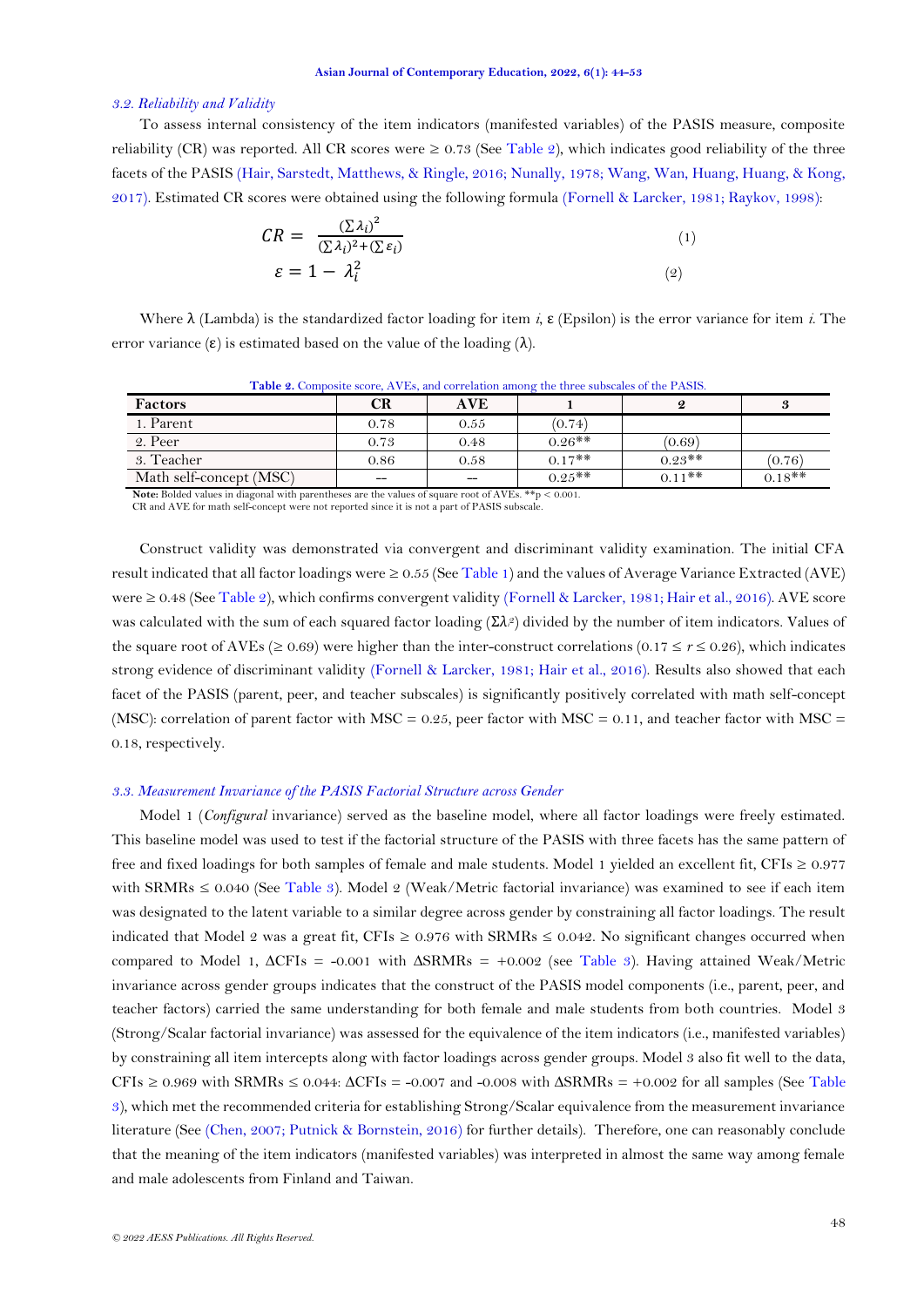### 3.2. Reliability and Validity

To assess internal consistency of the item indicators (manifested variables) of the PASIS measure, composite reliability (CR) was reported. All CR scores were ≥ 0.73 (See Table 2), which indicates good reliability of the three facets of the PASIS (Hair, Sarstedt, Matthews, & Ringle, 2016; Nunally, 1978; Wang, Wan, Huang, Huang, & Kong, 2017). Estimated CR scores were obtained using the following formula (Fornell & Larcker, 1981; Raykov, 1998):

$$CR = \frac{(\sum \lambda_i)^2}{(\sum \lambda_i)^2 + (\sum \varepsilon_i)} \quad (1)$$

$$\varepsilon = 1 - \lambda_i^2 \quad (2)$$

Where λ (Lambda) is the standardized factor loading for item *i*, ε (Epsilon) is the error variance for item *i*. The error variance (ε) is estimated based on the value of the loading (λ).

**Table 2.** Composite score, AVEs, and correlation among the three subscales of the PASIS.

| Factors | CR | AVE | 1 | 2 | 3 |
|---|---|---|---|---|---|
| 1. Parent | 0.78 | 0.55 | (0.74) | | |
| 2. Peer | 0.73 | 0.48 | 0.26** | (0.69) | |
| 3. Teacher | 0.86 | 0.58 | 0.17** | 0.23** | (0.76) |
| Math self-concept (MSC) | -- | -- | 0.25** | 0.11** | 0.18** |

**Note:** Bolded values in diagonal with parentheses are the values of square root of AVEs. **p < 0.001.
CR and AVE for math self-concept were not reported since it is not a part of PASIS subscale.

Construct validity was demonstrated via convergent and discriminant validity examination. The initial CFA result indicated that all factor loadings were ≥ 0.55 (See Table 1) and the values of Average Variance Extracted (AVE) were ≥ 0.48 (See Table 2), which confirms convergent validity (Fornell & Larcker, 1981; Hair et al., 2016). AVE score was calculated with the sum of each squared factor loading ($\Sigma\lambda^2$) divided by the number of item indicators. Values of the square root of AVEs (≥ 0.69) were higher than the inter-construct correlations ($0.17 \le r \le 0.26$), which indicates strong evidence of discriminant validity (Fornell & Larcker, 1981; Hair et al., 2016). Results also showed that each facet of the PASIS (parent, peer, and teacher subscales) is significantly positively correlated with math self-concept (MSC): correlation of parent factor with MSC = 0.25, peer factor with MSC = 0.11, and teacher factor with MSC = 0.18, respectively.

### 3.3. Measurement Invariance of the PASIS Factorial Structure across Gender

Model 1 (*Configural* invariance) served as the baseline model, where all factor loadings were freely estimated. This baseline model was used to test if the factorial structure of the PASIS with three facets has the same pattern of free and fixed loadings for both samples of female and male students. Model 1 yielded an excellent fit, CFIs ≥ 0.977 with SRMRs ≤ 0.040 (See Table 3). Model 2 (Weak/Metric factorial invariance) was examined to see if each item was designated to the latent variable to a similar degree across gender by constraining all factor loadings. The result indicated that Model 2 was a great fit, CFIs ≥ 0.976 with SRMRs ≤ 0.042. No significant changes occurred when compared to Model 1, ΔCFIs = -0.001 with ΔSRMRs = +0.002 (see Table 3). Having attained Weak/Metric invariance across gender groups indicates that the construct of the PASIS model components (i.e., parent, peer, and teacher factors) carried the same understanding for both female and male students from both countries. Model 3 (Strong/Scalar factorial invariance) was assessed for the equivalence of the item indicators (i.e., manifested variables) by constraining all item intercepts along with factor loadings across gender groups. Model 3 also fit well to the data, CFIs ≥ 0.969 with SRMRs ≤ 0.044: ΔCFIs = -0.007 and -0.008 with ΔSRMRs = +0.002 for all samples (See Table 3), which met the recommended criteria for establishing Strong/Scalar equivalence from the measurement invariance literature (See (Chen, 2007; Putnick & Bornstein, 2016) for further details). Therefore, one can reasonably conclude that the meaning of the item indicators (manifested variables) was interpreted in almost the same way among female and male adolescents from Finland and Taiwan.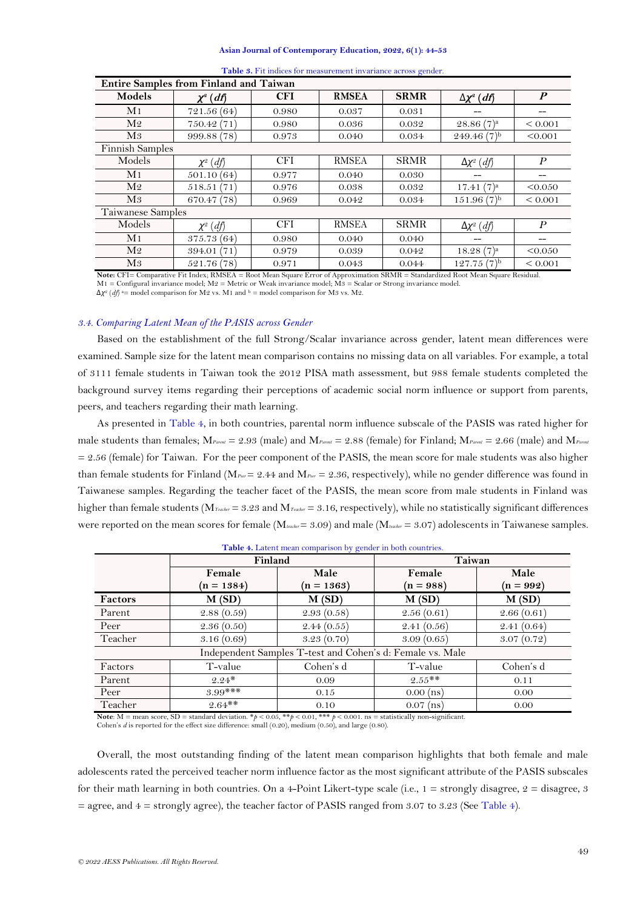**Table 3.** Fit indices for measurement invariance across gender.

| Entire Samples from Finland and Taiwan | | | | | | |
|---|---|---|---|---|---|---|
| **Models** | $\chi^2$ **(*df*)** | **CFI** | **RMSEA** | **SRMR** | $\Delta\chi^2$ **(*df*)** | ***P*** |
| M1 | 721.56 (64) | 0.980 | 0.037 | 0.031 | -- | -- |
| M2 | 750.42 (71) | 0.980 | 0.036 | 0.032 | 28.86 (7)[a] | < 0.001 |
| M3 | 999.88 (78) | 0.973 | 0.040 | 0.034 | 249.46 (7)[b] | <0.001 |
| Finnish Samples | | | | | | |
| Models | $\chi^2$ (*df*) | CFI | RMSEA | SRMR | $\Delta\chi^2$ (*df*) | *P* |
| M1 | 501.10 (64) | 0.977 | 0.040 | 0.030 | -- | -- |
| M2 | 518.51 (71) | 0.976 | 0.038 | 0.032 | 17.41 (7)[a] | <0.050 |
| M3 | 670.47 (78) | 0.969 | 0.042 | 0.034 | 151.96 (7)[b] | < 0.001 |
| Taiwanese Samples | | | | | | |
| Models | $\chi^2$ (*df*) | CFI | RMSEA | SRMR | $\Delta\chi^2$ (*df*) | *P* |
| M1 | 375.73 (64) | 0.980 | 0.040 | 0.040 | -- | -- |
| M2 | 394.01 (71) | 0.979 | 0.039 | 0.042 | 18.28 (7)[a] | <0.050 |
| M3 | 521.76 (78) | 0.971 | 0.043 | 0.044 | 127.75 (7)[b] | < 0.001 |

**Note:** CFI= Comparative Fit Index; RMSEA = Root Mean Square Error of Approximation SRMR = Standardized Root Mean Square Residual.
M1 = Configural invariance model; M2 = Metric or Weak invariance model; M3 = Scalar or Strong invariance model.
$\Delta\chi^2$ (*df*) [a]= model comparison for M2 vs. M1 and [b] = model comparison for M3 vs. M2.

### *3.4. Comparing Latent Mean of the PASIS across Gender*

Based on the establishment of the full Strong/Scalar invariance across gender, latent mean differences were examined. Sample size for the latent mean comparison contains no missing data on all variables. For example, a total of 3111 female students in Taiwan took the 2012 PISA math assessment, but 988 female students completed the background survey items regarding their perceptions of academic social norm influence or support from parents, peers, and teachers regarding their math learning.

As presented in Table 4, in both countries, parental norm influence subscale of the PASIS was rated higher for male students than females; $M_{Parent}$ = 2.93 (male) and $M_{Parent}$ = 2.88 (female) for Finland; $M_{Parent}$ = 2.66 (male) and $M_{Parent}$ = 2.56 (female) for Taiwan. For the peer component of the PASIS, the mean score for male students was also higher than female students for Finland ($M_{Peer}$= 2.44 and $M_{Peer}$ = 2.36, respectively), while no gender difference was found in Taiwanese samples. Regarding the teacher facet of the PASIS, the mean score from male students in Finland was higher than female students ($M_{Teacher}$ = 3.23 and $M_{Teacher}$ = 3.16, respectively), while no statistically significant differences were reported on the mean scores for female ($M_{teacher}$= 3.09) and male ($M_{teacher}$ = 3.07) adolescents in Taiwanese samples.

**Table 4.** Latent mean comparison by gender in both countries.

| | **Finland** | | **Taiwan** | |
|---|---|---|---|---|
| | **Female (n = 1384)** | **Male (n = 1363)** | **Female (n = 988)** | **Male (n = 992)** |
| **Factors** | **M (SD)** | **M (SD)** | **M (SD)** | **M (SD)** |
| Parent | 2.88 (0.59) | 2.93 (0.58) | 2.56 (0.61) | 2.66 (0.61) |
| Peer | 2.36 (0.50) | 2.44 (0.55) | 2.41 (0.56) | 2.41 (0.64) |
| Teacher | 3.16 (0.69) | 3.23 (0.70) | 3.09 (0.65) | 3.07 (0.72) |
| Independent Samples T-test and Cohen's d: Female vs. Male | | | | |
| Factors | T-value | Cohen's d | T-value | Cohen's d |
| Parent | 2.24* | 0.09 | 2.55** | 0.11 |
| Peer | 3.99*** | 0.15 | 0.00 (ns) | 0.00 |
| Teacher | 2.64** | 0.10 | 0.07 (ns) | 0.00 |

**Note**: M = mean score, SD = standard deviation. *$p$ < 0.05, **$p$ < 0.01, *** $p$ < 0.001. ns = statistically non-significant.
Cohen's *d* is reported for the effect size difference: small (0.20), medium (0.50), and large (0.80).

Overall, the most outstanding finding of the latent mean comparison highlights that both female and male adolescents rated the perceived teacher norm influence factor as the most significant attribute of the PASIS subscales for their math learning in both countries. On a 4-Point Likert-type scale (i.e., 1 = strongly disagree, 2 = disagree, 3 = agree, and 4 = strongly agree), the teacher factor of PASIS ranged from 3.07 to 3.23 (See Table 4).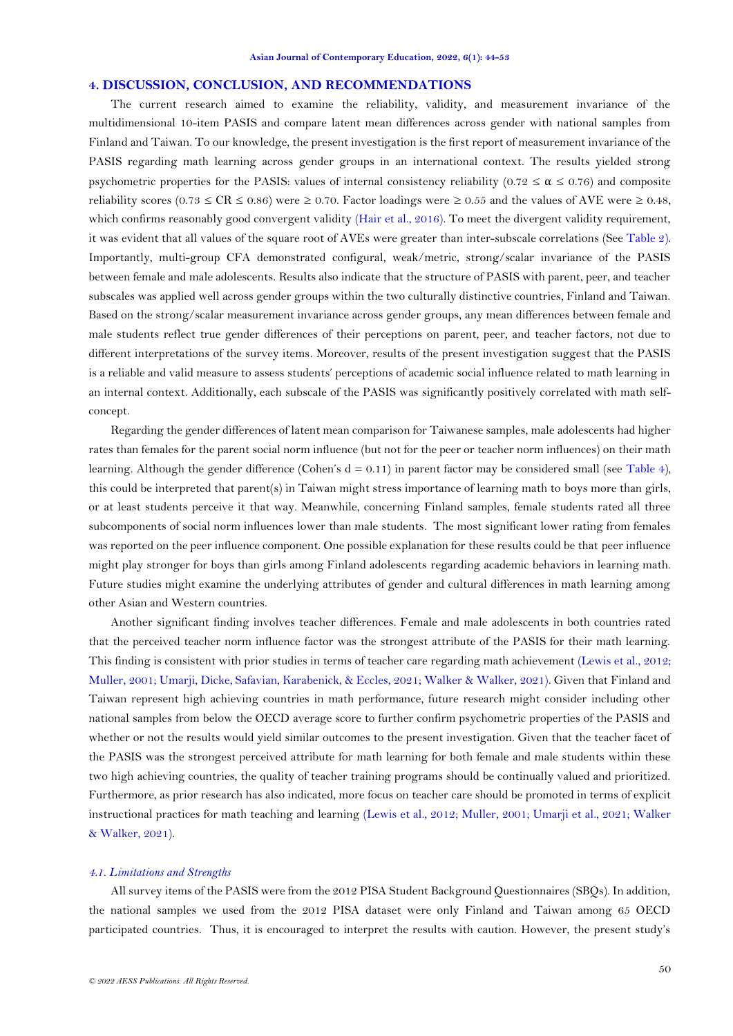## 4. DISCUSSION, CONCLUSION, AND RECOMMENDATIONS

The current research aimed to examine the reliability, validity, and measurement invariance of the multidimensional 10-item PASIS and compare latent mean differences across gender with national samples from Finland and Taiwan. To our knowledge, the present investigation is the first report of measurement invariance of the PASIS regarding math learning across gender groups in an international context. The results yielded strong psychometric properties for the PASIS: values of internal consistency reliability ($0.72 \leq \alpha \leq 0.76$) and composite reliability scores ($0.73 \leq CR \leq 0.86$) were $\geq 0.70$. Factor loadings were $\geq 0.55$ and the values of AVE were $\geq 0.48$, which confirms reasonably good convergent validity (Hair et al., 2016). To meet the divergent validity requirement, it was evident that all values of the square root of AVEs were greater than inter-subscale correlations (See Table 2). Importantly, multi-group CFA demonstrated configural, weak/metric, strong/scalar invariance of the PASIS between female and male adolescents. Results also indicate that the structure of PASIS with parent, peer, and teacher subscales was applied well across gender groups within the two culturally distinctive countries, Finland and Taiwan. Based on the strong/scalar measurement invariance across gender groups, any mean differences between female and male students reflect true gender differences of their perceptions on parent, peer, and teacher factors, not due to different interpretations of the survey items. Moreover, results of the present investigation suggest that the PASIS is a reliable and valid measure to assess students' perceptions of academic social influence related to math learning in an internal context. Additionally, each subscale of the PASIS was significantly positively correlated with math self-concept.

Regarding the gender differences of latent mean comparison for Taiwanese samples, male adolescents had higher rates than females for the parent social norm influence (but not for the peer or teacher norm influences) on their math learning. Although the gender difference (Cohen's $d = 0.11$) in parent factor may be considered small (see Table 4), this could be interpreted that parent(s) in Taiwan might stress importance of learning math to boys more than girls, or at least students perceive it that way. Meanwhile, concerning Finland samples, female students rated all three subcomponents of social norm influences lower than male students. The most significant lower rating from females was reported on the peer influence component. One possible explanation for these results could be that peer influence might play stronger for boys than girls among Finland adolescents regarding academic behaviors in learning math. Future studies might examine the underlying attributes of gender and cultural differences in math learning among other Asian and Western countries.

Another significant finding involves teacher differences. Female and male adolescents in both countries rated that the perceived teacher norm influence factor was the strongest attribute of the PASIS for their math learning. This finding is consistent with prior studies in terms of teacher care regarding math achievement (Lewis et al., 2012; Muller, 2001; Umarji, Dicke, Safavian, Karabenick, & Eccles, 2021; Walker & Walker, 2021). Given that Finland and Taiwan represent high achieving countries in math performance, future research might consider including other national samples from below the OECD average score to further confirm psychometric properties of the PASIS and whether or not the results would yield similar outcomes to the present investigation. Given that the teacher facet of the PASIS was the strongest perceived attribute for math learning for both female and male students within these two high achieving countries, the quality of teacher training programs should be continually valued and prioritized. Furthermore, as prior research has also indicated, more focus on teacher care should be promoted in terms of explicit instructional practices for math teaching and learning (Lewis et al., 2012; Muller, 2001; Umarji et al., 2021; Walker & Walker, 2021).

### *4.1. Limitations and Strengths*

All survey items of the PASIS were from the 2012 PISA Student Background Questionnaires (SBQs). In addition, the national samples we used from the 2012 PISA dataset were only Finland and Taiwan among 65 OECD participated countries. Thus, it is encouraged to interpret the results with caution. However, the present study's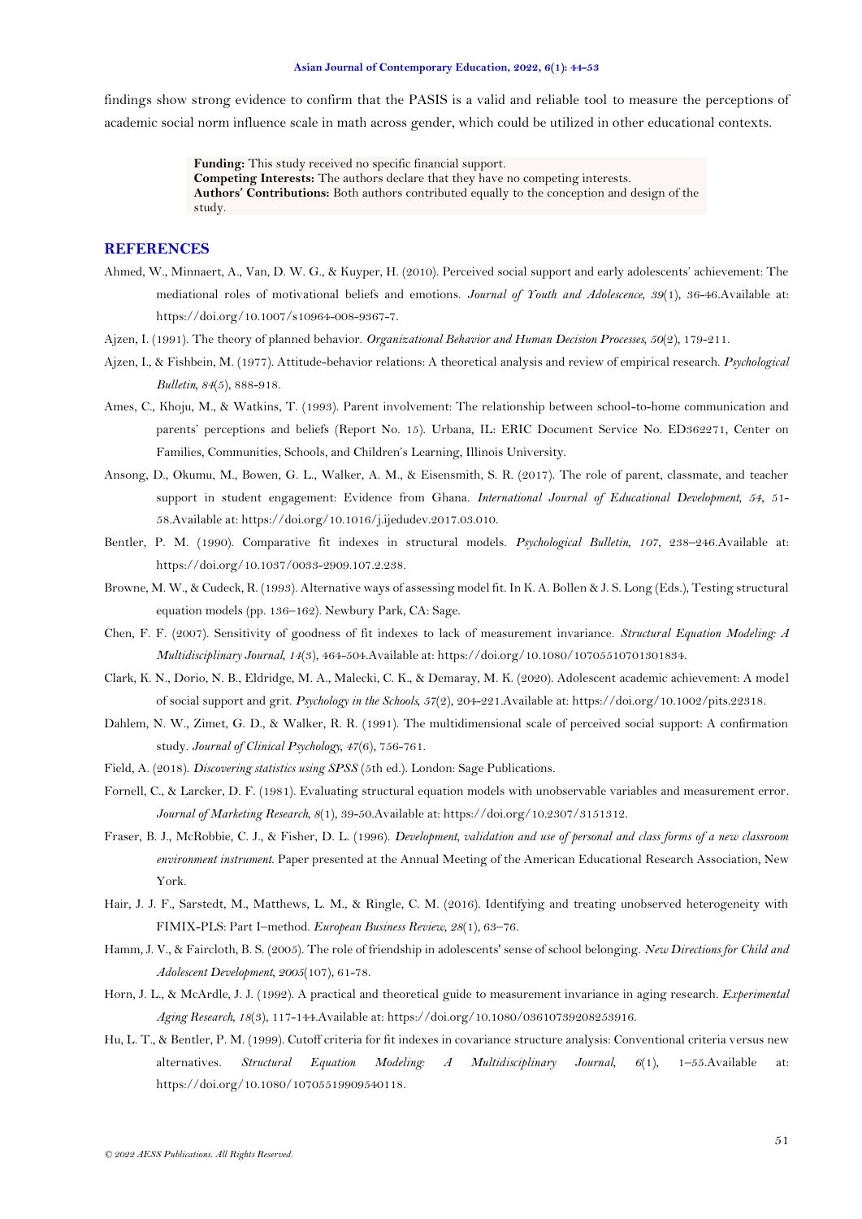findings show strong evidence to confirm that the PASIS is a valid and reliable tool to measure the perceptions of academic social norm influence scale in math across gender, which could be utilized in other educational contexts.

**Funding:** This study received no specific financial support.
**Competing Interests:** The authors declare that they have no competing interests.
**Authors' Contributions:** Both authors contributed equally to the conception and design of the study.

## REFERENCES

Ahmed, W., Minnaert, A., Van, D. W. G., & Kuyper, H. (2010). Perceived social support and early adolescents' achievement: The mediational roles of motivational beliefs and emotions. *Journal of Youth and Adolescence*, *39*(1), 36-46.Available at: https://doi.org/10.1007/s10964-008-9367-7.

Ajzen, I. (1991). The theory of planned behavior. *Organizational Behavior and Human Decision Processes*, *50*(2), 179-211.

Ajzen, I., & Fishbein, M. (1977). Attitude-behavior relations: A theoretical analysis and review of empirical research. *Psychological Bulletin*, *84*(5), 888-918.

Ames, C., Khoju, M., & Watkins, T. (1993). Parent involvement: The relationship between school-to-home communication and parents' perceptions and beliefs (Report No. 15). Urbana, IL: ERIC Document Service No. ED362271, Center on Families, Communities, Schools, and Children's Learning, Illinois University.

Ansong, D., Okumu, M., Bowen, G. L., Walker, A. M., & Eisensmith, S. R. (2017). The role of parent, classmate, and teacher support in student engagement: Evidence from Ghana. *International Journal of Educational Development*, *54*, 51-58.Available at: https://doi.org/10.1016/j.ijedudev.2017.03.010.

Bentler, P. M. (1990). Comparative fit indexes in structural models. *Psychological Bulletin*, *107*, 238–246.Available at: https://doi.org/10.1037/0033-2909.107.2.238.

Browne, M. W., & Cudeck, R. (1993). Alternative ways of assessing model fit. In K. A. Bollen & J. S. Long (Eds.), Testing structural equation models (pp. 136–162). Newbury Park, CA: Sage.

Chen, F. F. (2007). Sensitivity of goodness of fit indexes to lack of measurement invariance. *Structural Equation Modeling: A Multidisciplinary Journal*, *14*(3), 464-504.Available at: https://doi.org/10.1080/10705510701301834.

Clark, K. N., Dorio, N. B., Eldridge, M. A., Malecki, C. K., & Demaray, M. K. (2020). Adolescent academic achievement: A model of social support and grit. *Psychology in the Schools*, *57*(2), 204-221.Available at: https://doi.org/10.1002/pits.22318.

Dahlem, N. W., Zimet, G. D., & Walker, R. R. (1991). The multidimensional scale of perceived social support: A confirmation study. *Journal of Clinical Psychology*, *47*(6), 756-761.

Field, A. (2018). *Discovering statistics using SPSS* (5th ed.). London: Sage Publications.

Fornell, C., & Larcker, D. F. (1981). Evaluating structural equation models with unobservable variables and measurement error. *Journal of Marketing Research*, *8*(1), 39-50.Available at: https://doi.org/10.2307/3151312.

Fraser, B. J., McRobbie, C. J., & Fisher, D. L. (1996). *Development, validation and use of personal and class forms of a new classroom environment instrument*. Paper presented at the Annual Meeting of the American Educational Research Association, New York.

Hair, J. J. F., Sarstedt, M., Matthews, L. M., & Ringle, C. M. (2016). Identifying and treating unobserved heterogeneity with FIMIX-PLS: Part I–method. *European Business Review*, *28*(1), 63–76.

Hamm, J. V., & Faircloth, B. S. (2005). The role of friendship in adolescents' sense of school belonging. *New Directions for Child and Adolescent Development*, *2005*(107), 61-78.

Horn, J. L., & McArdle, J. J. (1992). A practical and theoretical guide to measurement invariance in aging research. *Experimental Aging Research*, *18*(3), 117-144.Available at: https://doi.org/10.1080/03610739208253916.

Hu, L. T., & Bentler, P. M. (1999). Cutoff criteria for fit indexes in covariance structure analysis: Conventional criteria versus new alternatives. *Structural Equation Modeling: A Multidisciplinary Journal*, *6*(1), 1–55.Available at: https://doi.org/10.1080/10705519909540118.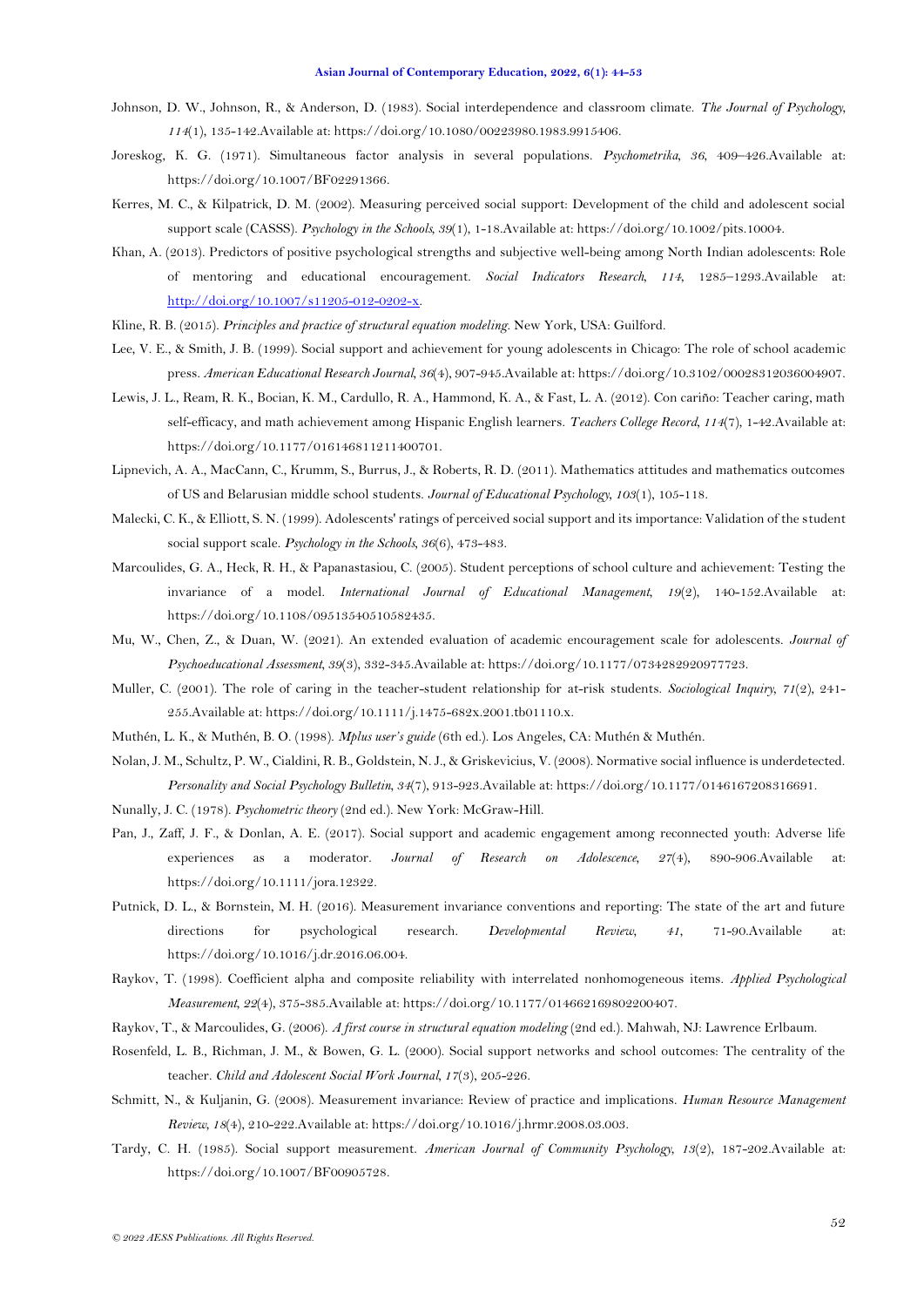Johnson, D. W., Johnson, R., & Anderson, D. (1983). Social interdependence and classroom climate. *The Journal of Psychology, 114*(1), 135-142.Available at: https://doi.org/10.1080/00223980.1983.9915406.

Joreskog, K. G. (1971). Simultaneous factor analysis in several populations. *Psychometrika, 36*, 409–426.Available at: https://doi.org/10.1007/BF02291366.

Kerres, M. C., & Kilpatrick, D. M. (2002). Measuring perceived social support: Development of the child and adolescent social support scale (CASSS). *Psychology in the Schools, 39*(1), 1-18.Available at: https://doi.org/10.1002/pits.10004.

Khan, A. (2013). Predictors of positive psychological strengths and subjective well-being among North Indian adolescents: Role of mentoring and educational encouragement. *Social Indicators Research, 114*, 1285–1293.Available at: http://doi.org/10.1007/s11205-012-0202-x.

Kline, R. B. (2015). *Principles and practice of structural equation modeling*. New York, USA: Guilford.

Lee, V. E., & Smith, J. B. (1999). Social support and achievement for young adolescents in Chicago: The role of school academic press. *American Educational Research Journal, 36*(4), 907-945.Available at: https://doi.org/10.3102/00028312036004907.

Lewis, J. L., Ream, R. K., Bocian, K. M., Cardullo, R. A., Hammond, K. A., & Fast, L. A. (2012). Con cariño: Teacher caring, math self-efficacy, and math achievement among Hispanic English learners. *Teachers College Record, 114*(7), 1-42.Available at: https://doi.org/10.1177/016146811211400701.

Lipnevich, A. A., MacCann, C., Krumm, S., Burrus, J., & Roberts, R. D. (2011). Mathematics attitudes and mathematics outcomes of US and Belarusian middle school students. *Journal of Educational Psychology, 103*(1), 105-118.

Malecki, C. K., & Elliott, S. N. (1999). Adolescents' ratings of perceived social support and its importance: Validation of the student social support scale. *Psychology in the Schools, 36*(6), 473-483.

Marcoulides, G. A., Heck, R. H., & Papanastasiou, C. (2005). Student perceptions of school culture and achievement: Testing the invariance of a model. *International Journal of Educational Management, 19*(2), 140-152.Available at: https://doi.org/10.1108/09513540510582435.

Mu, W., Chen, Z., & Duan, W. (2021). An extended evaluation of academic encouragement scale for adolescents. *Journal of Psychoeducational Assessment, 39*(3), 332-345.Available at: https://doi.org/10.1177/0734282920977723.

Muller, C. (2001). The role of caring in the teacher-student relationship for at-risk students. *Sociological Inquiry, 71*(2), 241-255.Available at: https://doi.org/10.1111/j.1475-682x.2001.tb01110.x.

Muthén, L. K., & Muthén, B. O. (1998). *Mplus user's guide* (6th ed.). Los Angeles, CA: Muthén & Muthén.

Nolan, J. M., Schultz, P. W., Cialdini, R. B., Goldstein, N. J., & Griskevicius, V. (2008). Normative social influence is underdetected. *Personality and Social Psychology Bulletin, 34*(7), 913-923.Available at: https://doi.org/10.1177/0146167208316691.

Nunally, J. C. (1978). *Psychometric theory* (2nd ed.). New York: McGraw-Hill.

Pan, J., Zaff, J. F., & Donlan, A. E. (2017). Social support and academic engagement among reconnected youth: Adverse life experiences as a moderator. *Journal of Research on Adolescence, 27*(4), 890-906.Available at: https://doi.org/10.1111/jora.12322.

Putnick, D. L., & Bornstein, M. H. (2016). Measurement invariance conventions and reporting: The state of the art and future directions for psychological research. *Developmental Review, 41*, 71-90.Available at: https://doi.org/10.1016/j.dr.2016.06.004.

Raykov, T. (1998). Coefficient alpha and composite reliability with interrelated nonhomogeneous items. *Applied Psychological Measurement, 22*(4), 375-385.Available at: https://doi.org/10.1177/014662169802200407.

Raykov, T., & Marcoulides, G. (2006). *A first course in structural equation modeling* (2nd ed.). Mahwah, NJ: Lawrence Erlbaum.

Rosenfeld, L. B., Richman, J. M., & Bowen, G. L. (2000). Social support networks and school outcomes: The centrality of the teacher. *Child and Adolescent Social Work Journal, 17*(3), 205-226.

Schmitt, N., & Kuljanin, G. (2008). Measurement invariance: Review of practice and implications. *Human Resource Management Review, 18*(4), 210-222.Available at: https://doi.org/10.1016/j.hrmr.2008.03.003.

Tardy, C. H. (1985). Social support measurement. *American Journal of Community Psychology, 13*(2), 187-202.Available at: https://doi.org/10.1007/BF00905728.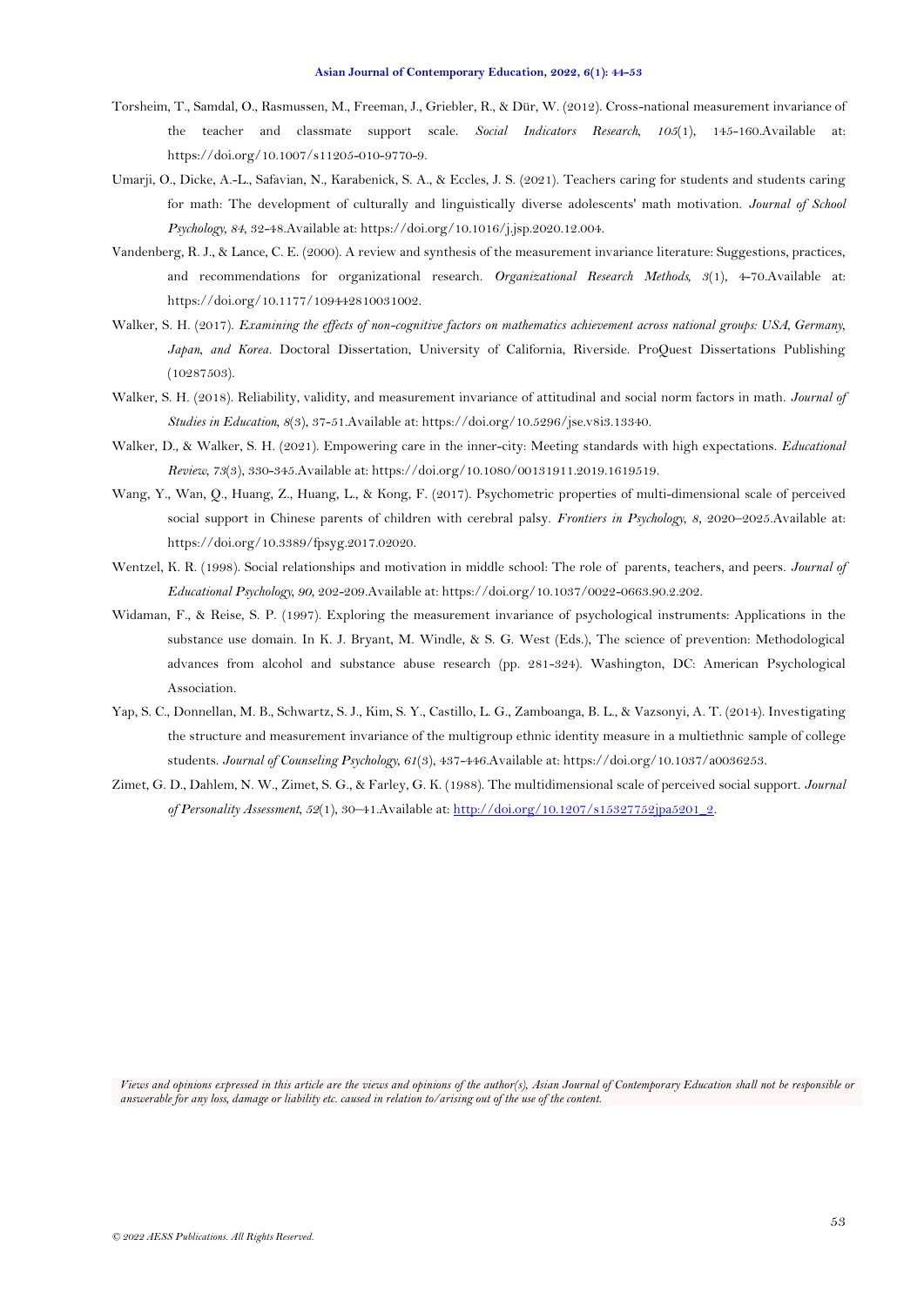Torsheim, T., Samdal, O., Rasmussen, M., Freeman, J., Griebler, R., & Dür, W. (2012). Cross-national measurement invariance of the teacher and classmate support scale. *Social Indicators Research, 105*(1), 145-160.Available at: https://doi.org/10.1007/s11205-010-9770-9.

Umarji, O., Dicke, A.-L., Safavian, N., Karabenick, S. A., & Eccles, J. S. (2021). Teachers caring for students and students caring for math: The development of culturally and linguistically diverse adolescents' math motivation. *Journal of School Psychology, 84*, 32-48.Available at: https://doi.org/10.1016/j.jsp.2020.12.004.

Vandenberg, R. J., & Lance, C. E. (2000). A review and synthesis of the measurement invariance literature: Suggestions, practices, and recommendations for organizational research. *Organizational Research Methods, 3*(1), 4-70.Available at: https://doi.org/10.1177/109442810031002.

Walker, S. H. (2017). *Examining the effects of non-cognitive factors on mathematics achievement across national groups: USA, Germany, Japan, and Korea*. Doctoral Dissertation, University of California, Riverside. ProQuest Dissertations Publishing (10287503).

Walker, S. H. (2018). Reliability, validity, and measurement invariance of attitudinal and social norm factors in math. *Journal of Studies in Education, 8*(3), 37-51.Available at: https://doi.org/10.5296/jse.v8i3.13340.

Walker, D., & Walker, S. H. (2021). Empowering care in the inner-city: Meeting standards with high expectations. *Educational Review, 73*(3), 330-345.Available at: https://doi.org/10.1080/00131911.2019.1619519.

Wang, Y., Wan, Q., Huang, Z., Huang, L., & Kong, F. (2017). Psychometric properties of multi-dimensional scale of perceived social support in Chinese parents of children with cerebral palsy. *Frontiers in Psychology, 8*, 2020–2025.Available at: https://doi.org/10.3389/fpsyg.2017.02020.

Wentzel, K. R. (1998). Social relationships and motivation in middle school: The role of parents, teachers, and peers. *Journal of Educational Psychology, 90*, 202-209.Available at: https://doi.org/10.1037/0022-0663.90.2.202.

Widaman, F., & Reise, S. P. (1997). Exploring the measurement invariance of psychological instruments: Applications in the substance use domain. In K. J. Bryant, M. Windle, & S. G. West (Eds.), The science of prevention: Methodological advances from alcohol and substance abuse research (pp. 281-324). Washington, DC: American Psychological Association.

Yap, S. C., Donnellan, M. B., Schwartz, S. J., Kim, S. Y., Castillo, L. G., Zamboanga, B. L., & Vazsonyi, A. T. (2014). Investigating the structure and measurement invariance of the multigroup ethnic identity measure in a multiethnic sample of college students. *Journal of Counseling Psychology, 61*(3), 437-446.Available at: https://doi.org/10.1037/a0036253.

Zimet, G. D., Dahlem, N. W., Zimet, S. G., & Farley, G. K. (1988). The multidimensional scale of perceived social support. *Journal of Personality Assessment, 52*(1), 30–41.Available at: http://doi.org/10.1207/s15327752jpa5201_2.

*Views and opinions expressed in this article are the views and opinions of the author(s), Asian Journal of Contemporary Education shall not be responsible or answerable for any loss, damage or liability etc. caused in relation to/arising out of the use of the content.*